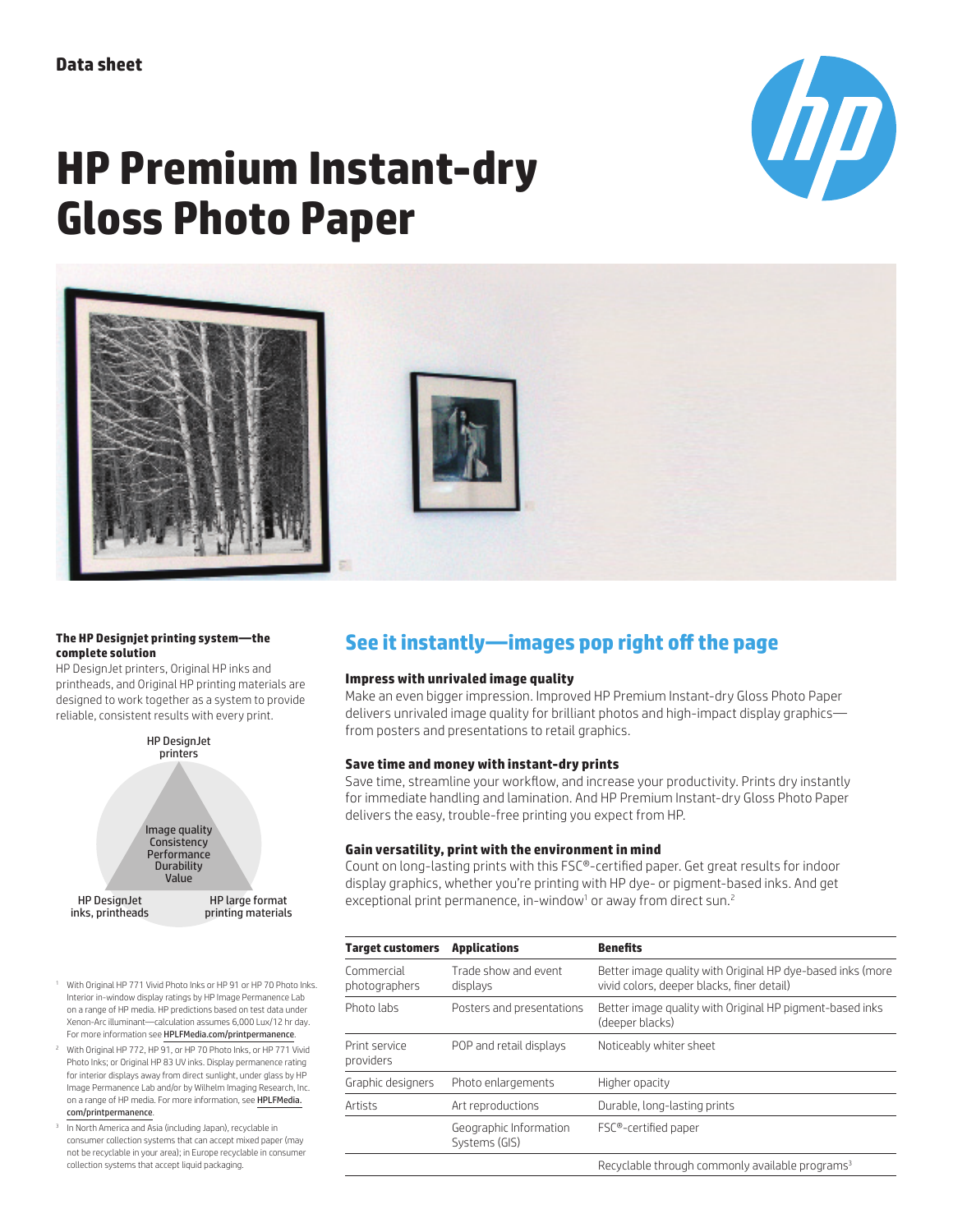Data sheet

# HP Premium Instant-dry Gloss Photo Paper

## See it instantly—images pop right off the page

### Impress with unrivaled image quality

Make an even bigger impression. Improved HP Premium Instant-dry Gloss Photo Paper delivers unrivaled image quality for brilliant photos and high-impact display graphics—from posters and presentations to retail graphics.

### Save time and money with instant-dry prints

Save time, streamline your workflow, and increase your productivity. Prints dry instantly for immediate handling and lamination. And HP Premium Instant-dry Gloss Photo Paper delivers the easy, trouble-free printing you expect from HP.

### Gain versatility, print with the environment in mind

Count on long-lasting prints with this FSC®-certified paper. Get great results for indoor display graphics, whether you're printing with HP dye- or pigment-based inks. And get exceptional print permanence, in-window[1] or away from direct sun.[2]

| Target customers | Applications | Benefits |
|---|---|---|
| Commercial photographers | Trade show and event displays | Better image quality with Original HP dye-based inks (more vivid colors, deeper blacks, finer detail) |
| Photo labs | Posters and presentations | Better image quality with Original HP pigment-based inks (deeper blacks) |
| Print service providers | POP and retail displays | Noticeably whiter sheet |
| Graphic designers | Photo enlargements | Higher opacity |
| Artists | Art reproductions | Durable, long-lasting prints |
| | Geographic Information Systems (GIS) | FSC®-certified paper |
| | | Recyclable through commonly available programs[3] |

**The HP Designjet printing system—the complete solution**

HP DesignJet printers, Original HP inks and printheads, and Original HP printing materials are designed to work together as a system to provide reliable, consistent results with every print.

HP DesignJet printers

Image quality
Consistency
Performance
Durability
Value

HP DesignJet inks, printheads

HP large format printing materials

[1] With Original HP 771 Vivid Photo Inks or HP 91 or HP 70 Photo Inks. Interior in-window display ratings by HP Image Permanence Lab on a range of HP media. HP predictions based on test data under Xenon-Arc illuminant—calculation assumes 6,000 Lux/12 hr day. For more information see HPLFMedia.com/printpermanence.

[2] With Original HP 772, HP 91, or HP 70 Photo Inks, or HP 771 Vivid Photo Inks; or Original HP 83 UV inks. Display permanence rating for interior displays away from direct sunlight, under glass by HP Image Permanence Lab and/or by Wilhelm Imaging Research, Inc. on a range of HP media. For more information, see HPLFMedia.com/printpermanence.

[3] In North America and Asia (including Japan), recyclable in consumer collection systems that can accept mixed paper (may not be recyclable in your area); in Europe recyclable in consumer collection systems that accept liquid packaging.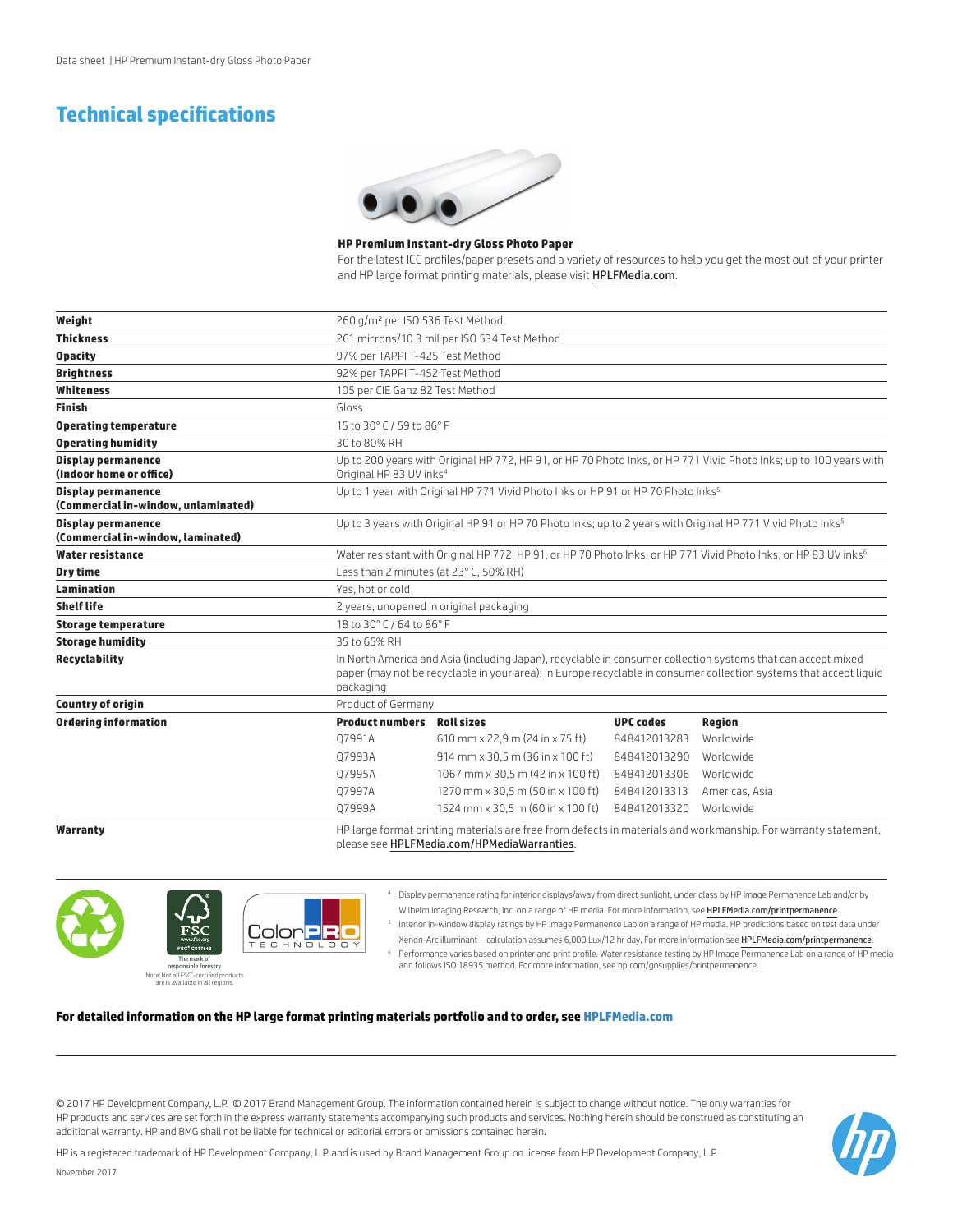# Technical specifications

**HP Premium Instant-dry Gloss Photo Paper**

For the latest ICC profiles/paper presets and a variety of resources to help you get the most out of your printer and HP large format printing materials, please visit HPLFMedia.com.

| | | | | |
|---|---|---|---|---|
| **Weight** | 260 g/m² per ISO 536 Test Method | | | |
| **Thickness** | 261 microns/10.3 mil per ISO 534 Test Method | | | |
| **Opacity** | 97% per TAPPI T-425 Test Method | | | |
| **Brightness** | 92% per TAPPI T-452 Test Method | | | |
| **Whiteness** | 105 per CIE Ganz 82 Test Method | | | |
| **Finish** | Gloss | | | |
| **Operating temperature** | 15 to 30° C / 59 to 86° F | | | |
| **Operating humidity** | 30 to 80% RH | | | |
| **Display permanence (Indoor home or office)** | Up to 200 years with Original HP 772, HP 91, or HP 70 Photo Inks, or HP 771 Vivid Photo Inks; up to 100 years with Original HP 83 UV inks[4] | | | |
| **Display permanence (Commercial in-window, unlaminated)** | Up to 1 year with Original HP 771 Vivid Photo Inks or HP 91 or HP 70 Photo Inks[5] | | | |
| **Display permanence (Commercial in-window, laminated)** | Up to 3 years with Original HP 91 or HP 70 Photo Inks; up to 2 years with Original HP 771 Vivid Photo Inks[5] | | | |
| **Water resistance** | Water resistant with Original HP 772, HP 91, or HP 70 Photo Inks, or HP 771 Vivid Photo Inks, or HP 83 UV inks[6] | | | |
| **Dry time** | Less than 2 minutes (at 23° C, 50% RH) | | | |
| **Lamination** | Yes, hot or cold | | | |
| **Shelf life** | 2 years, unopened in original packaging | | | |
| **Storage temperature** | 18 to 30° C / 64 to 86° F | | | |
| **Storage humidity** | 35 to 65% RH | | | |
| **Recyclability** | In North America and Asia (including Japan), recyclable in consumer collection systems that can accept mixed paper (may not be recyclable in your area); in Europe recyclable in consumer collection systems that accept liquid packaging | | | |
| **Country of origin** | Product of Germany | | | |
| **Ordering information** | **Product numbers** | **Roll sizes** | **UPC codes** | **Region** |
| | Q7991A | 610 mm x 22,9 m (24 in x 75 ft) | 848412013283 | Worldwide |
| | Q7993A | 914 mm x 30,5 m (36 in x 100 ft) | 848412013290 | Worldwide |
| | Q7995A | 1067 mm x 30,5 m (42 in x 100 ft) | 848412013306 | Worldwide |
| | Q7997A | 1270 mm x 30,5 m (50 in x 100 ft) | 848412013313 | Americas, Asia |
| | Q7999A | 1524 mm x 30,5 m (60 in x 100 ft) | 848412013320 | Worldwide |
| **Warranty** | HP large format printing materials are free from defects in materials and workmanship. For warranty statement, please see HPLFMedia.com/HPMediaWarranties. | | | |

The mark of responsible forestry
Note: Not all FSC®-certified products are is available in all regions.

[4] Display permanence rating for interior displays/away from direct sunlight, under glass by HP Image Permanence Lab and/or by Wilhelm Imaging Research, Inc. on a range of HP media. For more information, see HPLFMedia.com/printpermanence.

[5] Interior in-window display ratings by HP Image Permanence Lab on a range of HP media. HP predictions based on test data under Xenon-Arc illuminant—calculation assumes 6,000 Lux/12 hr day. For more information see HPLFMedia.com/printpermanence.

[6] Performance varies based on printer and print profile. Water resistance testing by HP Image Permanence Lab on a range of HP media and follows ISO 18935 method. For more information, see hp.com/gosupplies/printpermanence.

**For detailed information on the HP large format printing materials portfolio and to order, see HPLFMedia.com**

© 2017 HP Development Company, L.P. © 2017 Brand Management Group. The information contained herein is subject to change without notice. The only warranties for HP products and services are set forth in the express warranty statements accompanying such products and services. Nothing herein should be construed as constituting an additional warranty. HP and BMG shall not be liable for technical or editorial errors or omissions contained herein.

HP is a registered trademark of HP Development Company, L.P. and is used by Brand Management Group on license from HP Development Company, L.P.

November 2017